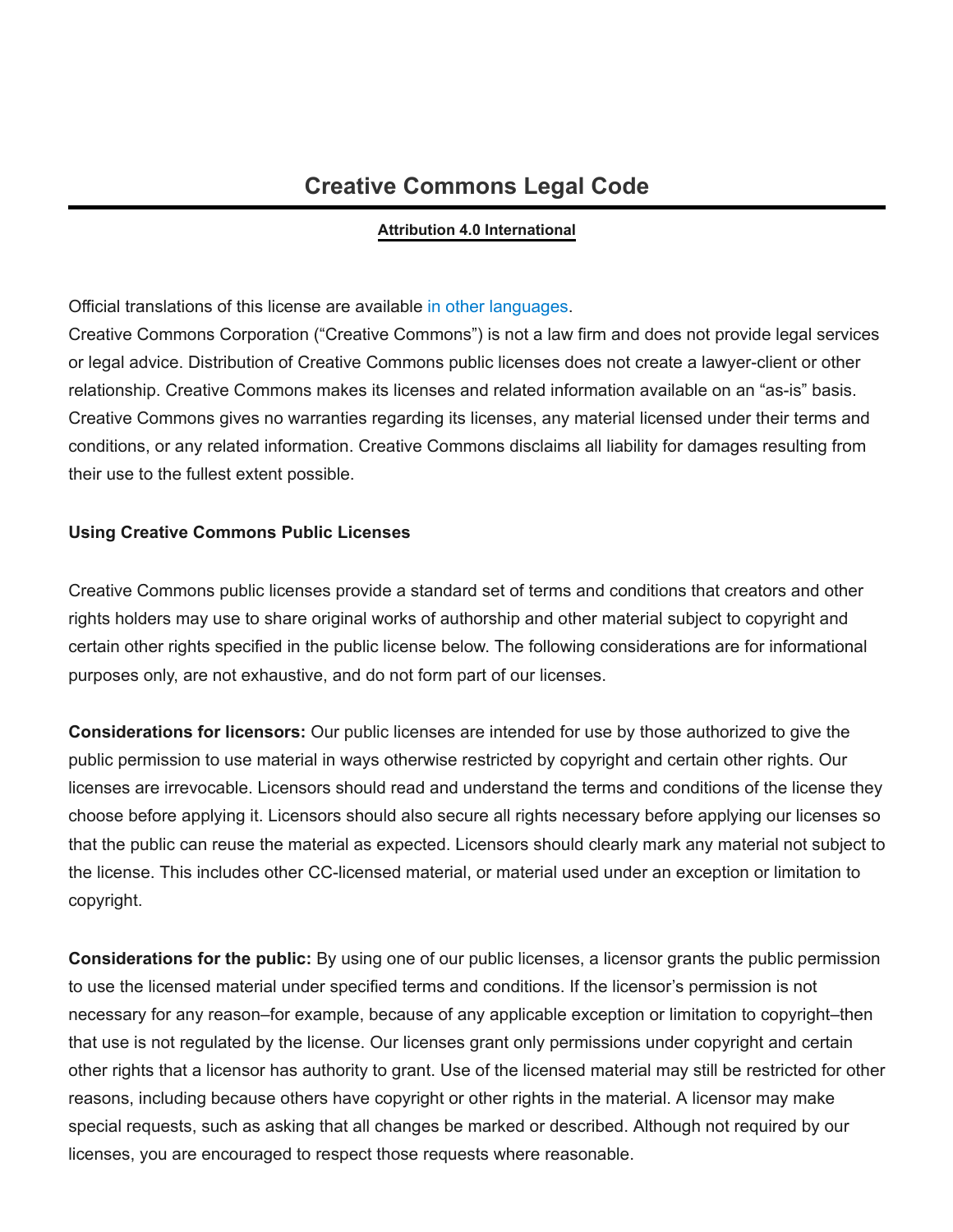# Creative Commons Legal Code

**Attribution 4.0 International**

Official translations of this license are available in other languages.

Creative Commons Corporation ("Creative Commons") is not a law firm and does not provide legal services or legal advice. Distribution of Creative Commons public licenses does not create a lawyer-client or other relationship. Creative Commons makes its licenses and related information available on an "as-is" basis. Creative Commons gives no warranties regarding its licenses, any material licensed under their terms and conditions, or any related information. Creative Commons disclaims all liability for damages resulting from their use to the fullest extent possible.

**Using Creative Commons Public Licenses**

Creative Commons public licenses provide a standard set of terms and conditions that creators and other rights holders may use to share original works of authorship and other material subject to copyright and certain other rights specified in the public license below. The following considerations are for informational purposes only, are not exhaustive, and do not form part of our licenses.

**Considerations for licensors:** Our public licenses are intended for use by those authorized to give the public permission to use material in ways otherwise restricted by copyright and certain other rights. Our licenses are irrevocable. Licensors should read and understand the terms and conditions of the license they choose before applying it. Licensors should also secure all rights necessary before applying our licenses so that the public can reuse the material as expected. Licensors should clearly mark any material not subject to the license. This includes other CC-licensed material, or material used under an exception or limitation to copyright.

**Considerations for the public:** By using one of our public licenses, a licensor grants the public permission to use the licensed material under specified terms and conditions. If the licensor's permission is not necessary for any reason–for example, because of any applicable exception or limitation to copyright–then that use is not regulated by the license. Our licenses grant only permissions under copyright and certain other rights that a licensor has authority to grant. Use of the licensed material may still be restricted for other reasons, including because others have copyright or other rights in the material. A licensor may make special requests, such as asking that all changes be marked or described. Although not required by our licenses, you are encouraged to respect those requests where reasonable.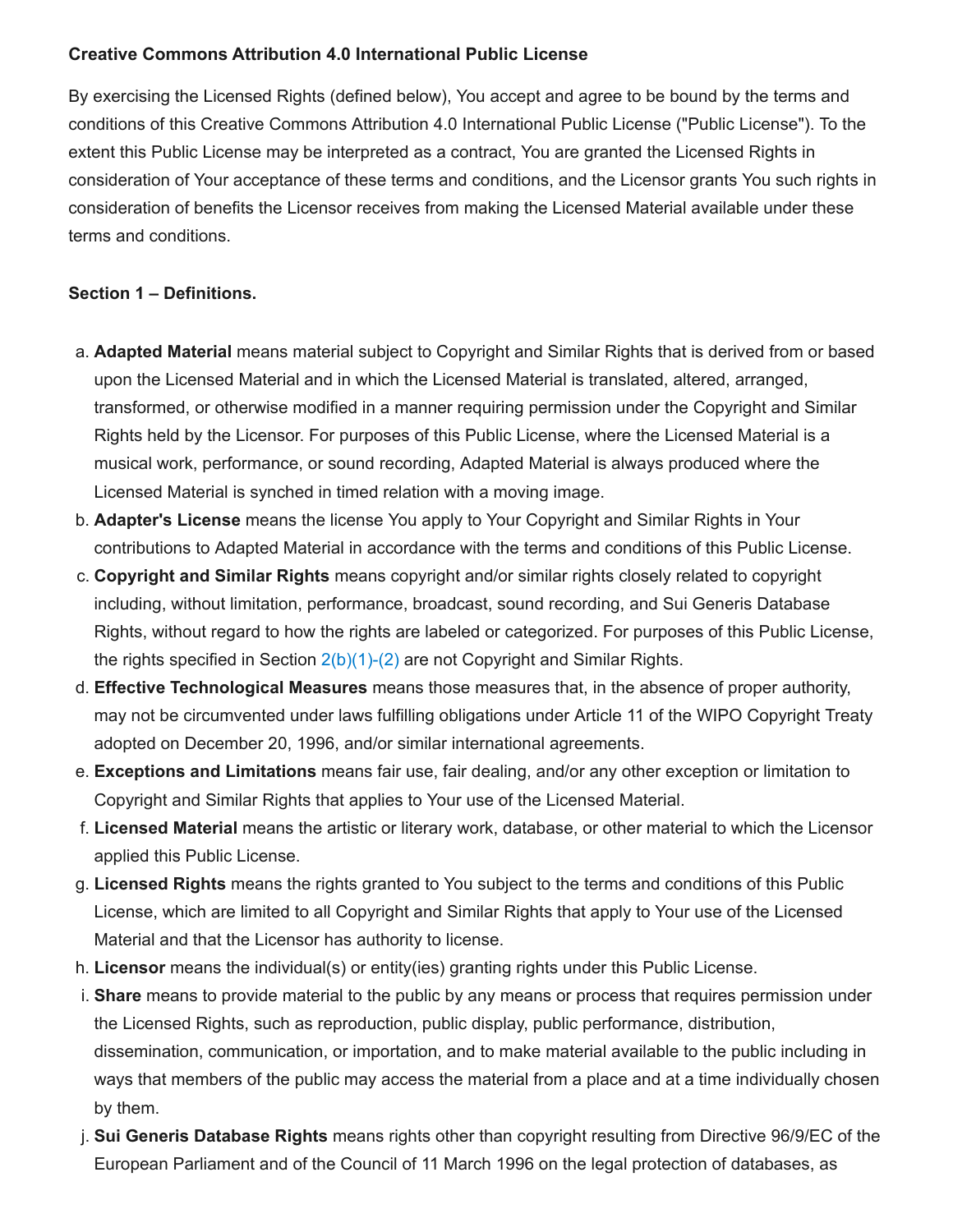**Creative Commons Attribution 4.0 International Public License**

By exercising the Licensed Rights (defined below), You accept and agree to be bound by the terms and conditions of this Creative Commons Attribution 4.0 International Public License ("Public License"). To the extent this Public License may be interpreted as a contract, You are granted the Licensed Rights in consideration of Your acceptance of these terms and conditions, and the Licensor grants You such rights in consideration of benefits the Licensor receives from making the Licensed Material available under these terms and conditions.

**Section 1 – Definitions.**

a. **Adapted Material** means material subject to Copyright and Similar Rights that is derived from or based upon the Licensed Material and in which the Licensed Material is translated, altered, arranged, transformed, or otherwise modified in a manner requiring permission under the Copyright and Similar Rights held by the Licensor. For purposes of this Public License, where the Licensed Material is a musical work, performance, or sound recording, Adapted Material is always produced where the Licensed Material is synched in timed relation with a moving image.

b. **Adapter's License** means the license You apply to Your Copyright and Similar Rights in Your contributions to Adapted Material in accordance with the terms and conditions of this Public License.

c. **Copyright and Similar Rights** means copyright and/or similar rights closely related to copyright including, without limitation, performance, broadcast, sound recording, and Sui Generis Database Rights, without regard to how the rights are labeled or categorized. For purposes of this Public License, the rights specified in Section 2(b)(1)-(2) are not Copyright and Similar Rights.

d. **Effective Technological Measures** means those measures that, in the absence of proper authority, may not be circumvented under laws fulfilling obligations under Article 11 of the WIPO Copyright Treaty adopted on December 20, 1996, and/or similar international agreements.

e. **Exceptions and Limitations** means fair use, fair dealing, and/or any other exception or limitation to Copyright and Similar Rights that applies to Your use of the Licensed Material.

f. **Licensed Material** means the artistic or literary work, database, or other material to which the Licensor applied this Public License.

g. **Licensed Rights** means the rights granted to You subject to the terms and conditions of this Public License, which are limited to all Copyright and Similar Rights that apply to Your use of the Licensed Material and that the Licensor has authority to license.

h. **Licensor** means the individual(s) or entity(ies) granting rights under this Public License.

i. **Share** means to provide material to the public by any means or process that requires permission under the Licensed Rights, such as reproduction, public display, public performance, distribution, dissemination, communication, or importation, and to make material available to the public including in ways that members of the public may access the material from a place and at a time individually chosen by them.

j. **Sui Generis Database Rights** means rights other than copyright resulting from Directive 96/9/EC of the European Parliament and of the Council of 11 March 1996 on the legal protection of databases, as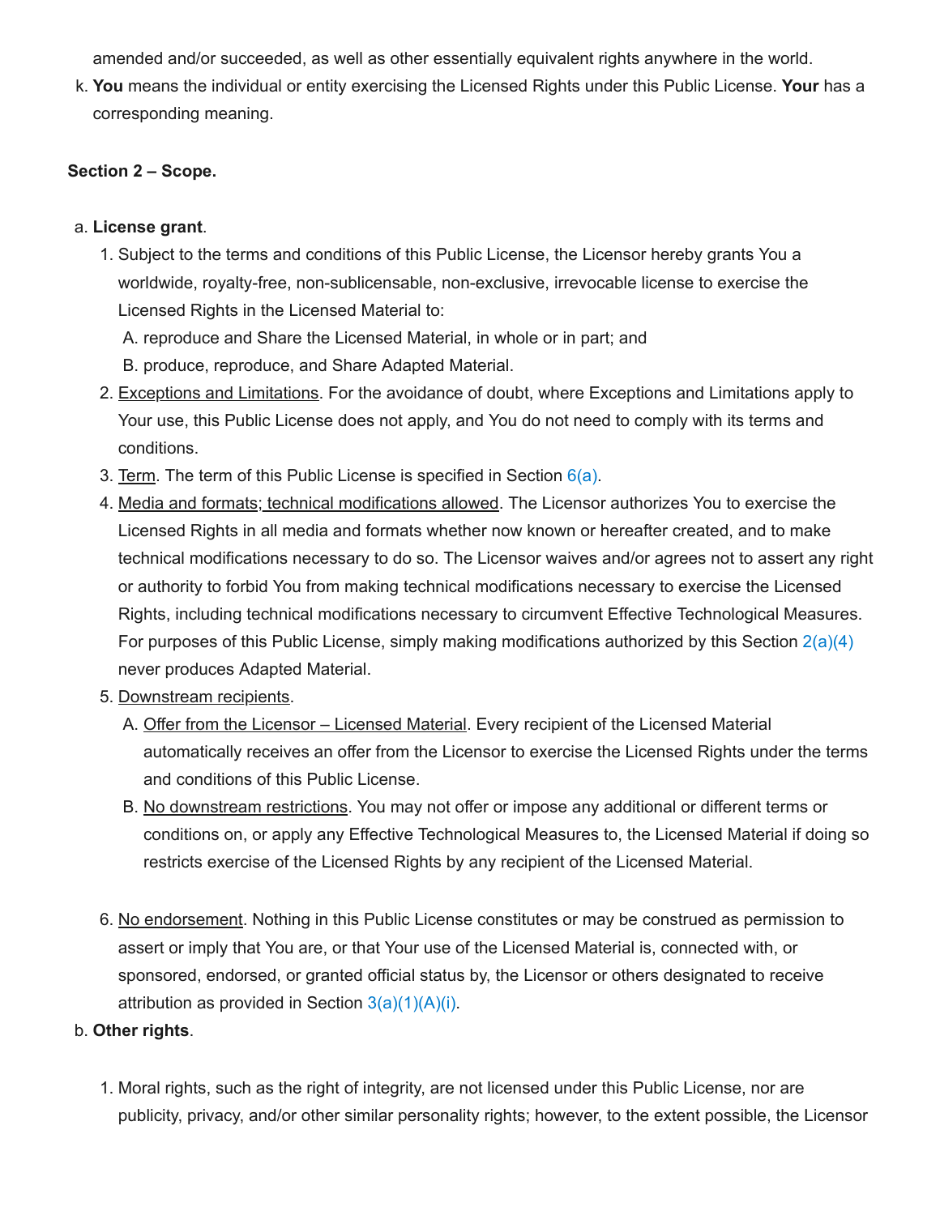amended and/or succeeded, as well as other essentially equivalent rights anywhere in the world.

k. **You** means the individual or entity exercising the Licensed Rights under this Public License. **Your** has a corresponding meaning.

**Section 2 – Scope.**

a. **License grant**.
   1. Subject to the terms and conditions of this Public License, the Licensor hereby grants You a worldwide, royalty-free, non-sublicensable, non-exclusive, irrevocable license to exercise the Licensed Rights in the Licensed Material to:
      A. reproduce and Share the Licensed Material, in whole or in part; and
      B. produce, reproduce, and Share Adapted Material.
   2. Exceptions and Limitations. For the avoidance of doubt, where Exceptions and Limitations apply to Your use, this Public License does not apply, and You do not need to comply with its terms and conditions.
   3. Term. The term of this Public License is specified in Section 6(a).
   4. Media and formats; technical modifications allowed. The Licensor authorizes You to exercise the Licensed Rights in all media and formats whether now known or hereafter created, and to make technical modifications necessary to do so. The Licensor waives and/or agrees not to assert any right or authority to forbid You from making technical modifications necessary to exercise the Licensed Rights, including technical modifications necessary to circumvent Effective Technological Measures. For purposes of this Public License, simply making modifications authorized by this Section 2(a)(4) never produces Adapted Material.
   5. Downstream recipients.
      A. Offer from the Licensor – Licensed Material. Every recipient of the Licensed Material automatically receives an offer from the Licensor to exercise the Licensed Rights under the terms and conditions of this Public License.
      B. No downstream restrictions. You may not offer or impose any additional or different terms or conditions on, or apply any Effective Technological Measures to, the Licensed Material if doing so restricts exercise of the Licensed Rights by any recipient of the Licensed Material.
   6. No endorsement. Nothing in this Public License constitutes or may be construed as permission to assert or imply that You are, or that Your use of the Licensed Material is, connected with, or sponsored, endorsed, or granted official status by, the Licensor or others designated to receive attribution as provided in Section 3(a)(1)(A)(i).

b. **Other rights**.
   1. Moral rights, such as the right of integrity, are not licensed under this Public License, nor are publicity, privacy, and/or other similar personality rights; however, to the extent possible, the Licensor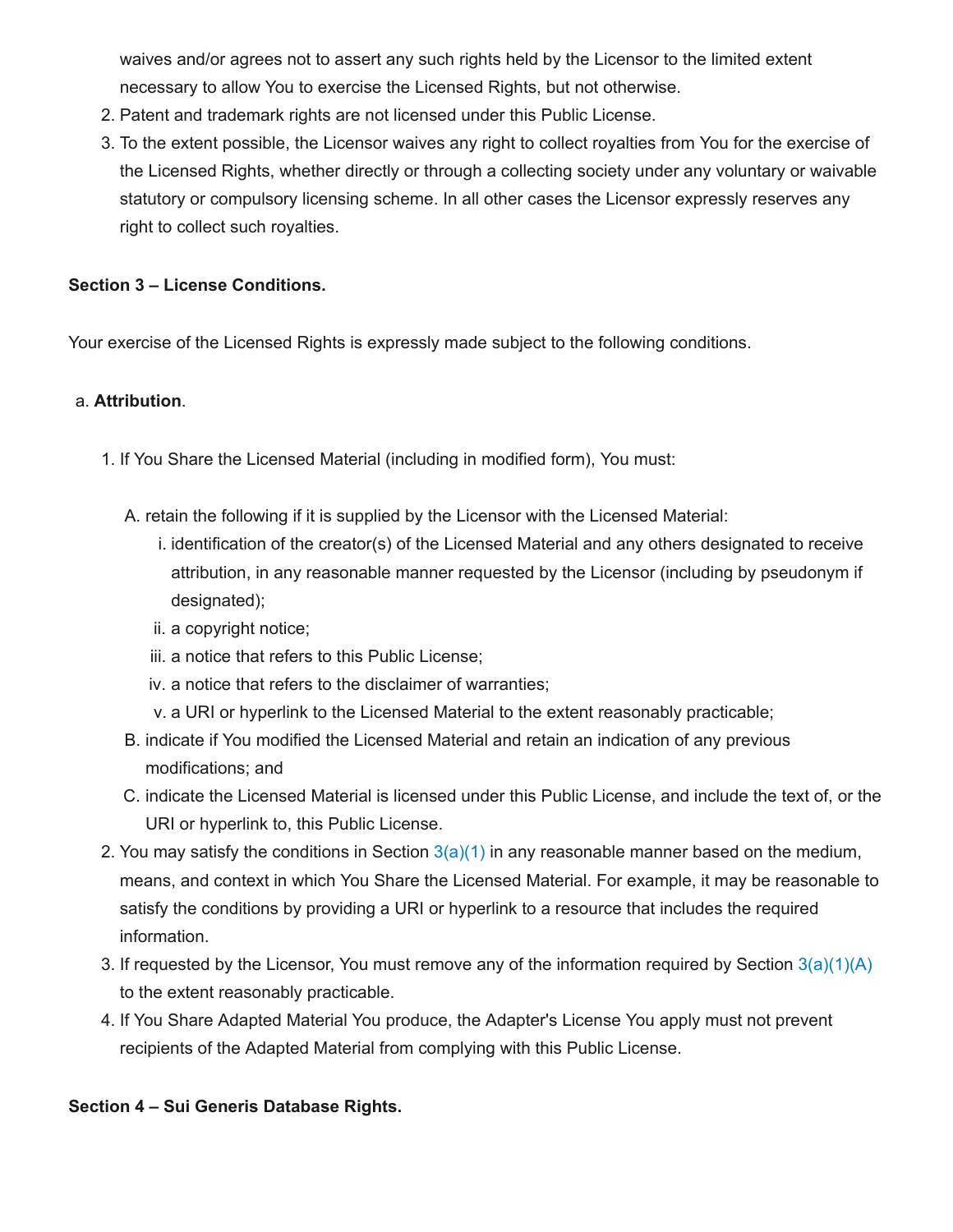waives and/or agrees not to assert any such rights held by the Licensor to the limited extent necessary to allow You to exercise the Licensed Rights, but not otherwise.

2. Patent and trademark rights are not licensed under this Public License.
3. To the extent possible, the Licensor waives any right to collect royalties from You for the exercise of the Licensed Rights, whether directly or through a collecting society under any voluntary or waivable statutory or compulsory licensing scheme. In all other cases the Licensor expressly reserves any right to collect such royalties.

**Section 3 – License Conditions.**

Your exercise of the Licensed Rights is expressly made subject to the following conditions.

a. **Attribution**.

1. If You Share the Licensed Material (including in modified form), You must:

   A. retain the following if it is supplied by the Licensor with the Licensed Material:
      i. identification of the creator(s) of the Licensed Material and any others designated to receive attribution, in any reasonable manner requested by the Licensor (including by pseudonym if designated);
      ii. a copyright notice;
      iii. a notice that refers to this Public License;
      iv. a notice that refers to the disclaimer of warranties;
      v. a URI or hyperlink to the Licensed Material to the extent reasonably practicable;

   B. indicate if You modified the Licensed Material and retain an indication of any previous modifications; and

   C. indicate the Licensed Material is licensed under this Public License, and include the text of, or the URI or hyperlink to, this Public License.

2. You may satisfy the conditions in Section 3(a)(1) in any reasonable manner based on the medium, means, and context in which You Share the Licensed Material. For example, it may be reasonable to satisfy the conditions by providing a URI or hyperlink to a resource that includes the required information.
3. If requested by the Licensor, You must remove any of the information required by Section 3(a)(1)(A) to the extent reasonably practicable.
4. If You Share Adapted Material You produce, the Adapter's License You apply must not prevent recipients of the Adapted Material from complying with this Public License.

**Section 4 – Sui Generis Database Rights.**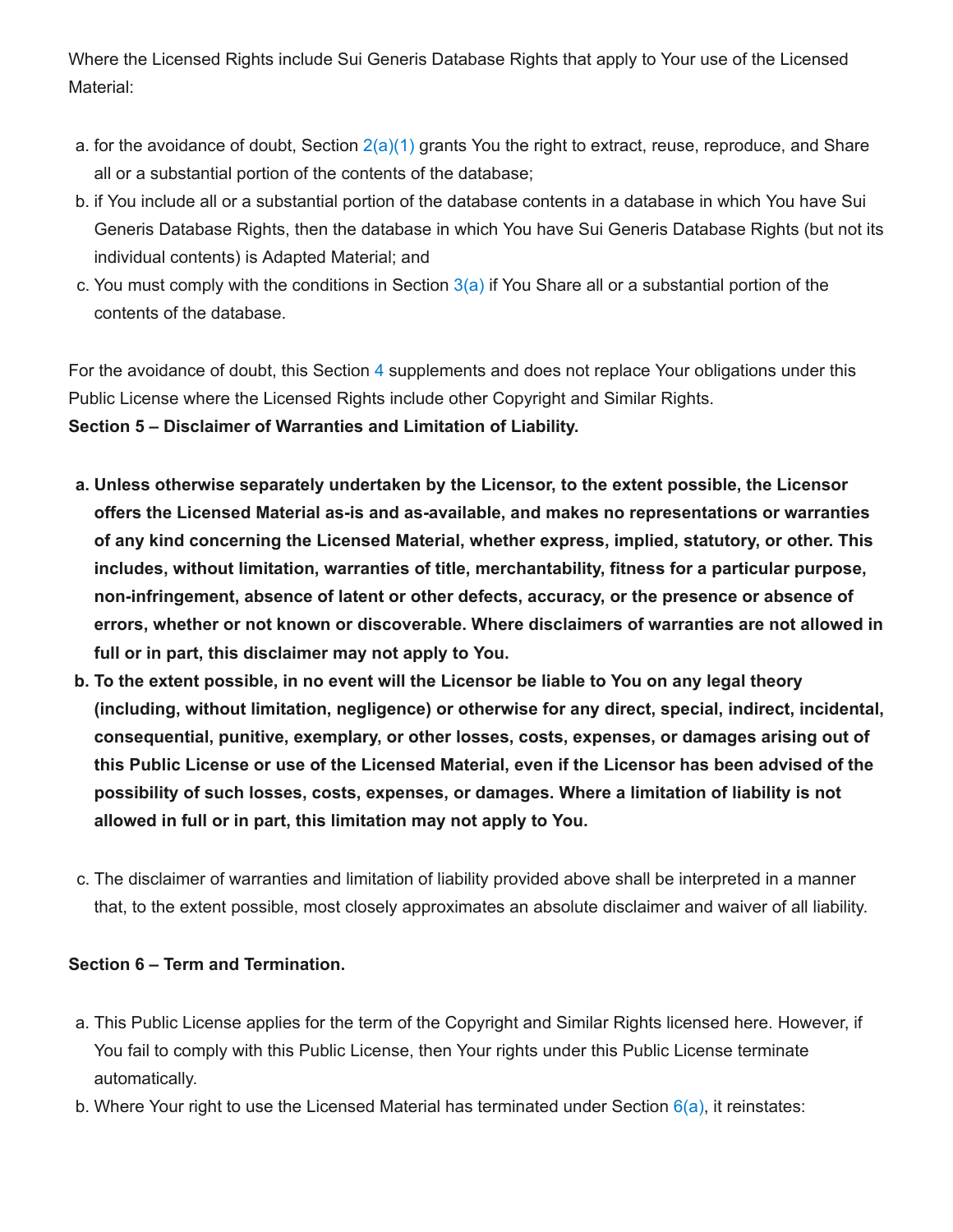Where the Licensed Rights include Sui Generis Database Rights that apply to Your use of the Licensed Material:

a. for the avoidance of doubt, Section 2(a)(1) grants You the right to extract, reuse, reproduce, and Share all or a substantial portion of the contents of the database;
b. if You include all or a substantial portion of the database contents in a database in which You have Sui Generis Database Rights, then the database in which You have Sui Generis Database Rights (but not its individual contents) is Adapted Material; and
c. You must comply with the conditions in Section 3(a) if You Share all or a substantial portion of the contents of the database.

For the avoidance of doubt, this Section 4 supplements and does not replace Your obligations under this Public License where the Licensed Rights include other Copyright and Similar Rights.

**Section 5 – Disclaimer of Warranties and Limitation of Liability.**

a. **Unless otherwise separately undertaken by the Licensor, to the extent possible, the Licensor offers the Licensed Material as-is and as-available, and makes no representations or warranties of any kind concerning the Licensed Material, whether express, implied, statutory, or other. This includes, without limitation, warranties of title, merchantability, fitness for a particular purpose, non-infringement, absence of latent or other defects, accuracy, or the presence or absence of errors, whether or not known or discoverable. Where disclaimers of warranties are not allowed in full or in part, this disclaimer may not apply to You.**
b. **To the extent possible, in no event will the Licensor be liable to You on any legal theory (including, without limitation, negligence) or otherwise for any direct, special, indirect, incidental, consequential, punitive, exemplary, or other losses, costs, expenses, or damages arising out of this Public License or use of the Licensed Material, even if the Licensor has been advised of the possibility of such losses, costs, expenses, or damages. Where a limitation of liability is not allowed in full or in part, this limitation may not apply to You.**

c. The disclaimer of warranties and limitation of liability provided above shall be interpreted in a manner that, to the extent possible, most closely approximates an absolute disclaimer and waiver of all liability.

**Section 6 – Term and Termination.**

a. This Public License applies for the term of the Copyright and Similar Rights licensed here. However, if You fail to comply with this Public License, then Your rights under this Public License terminate automatically.
b. Where Your right to use the Licensed Material has terminated under Section 6(a), it reinstates: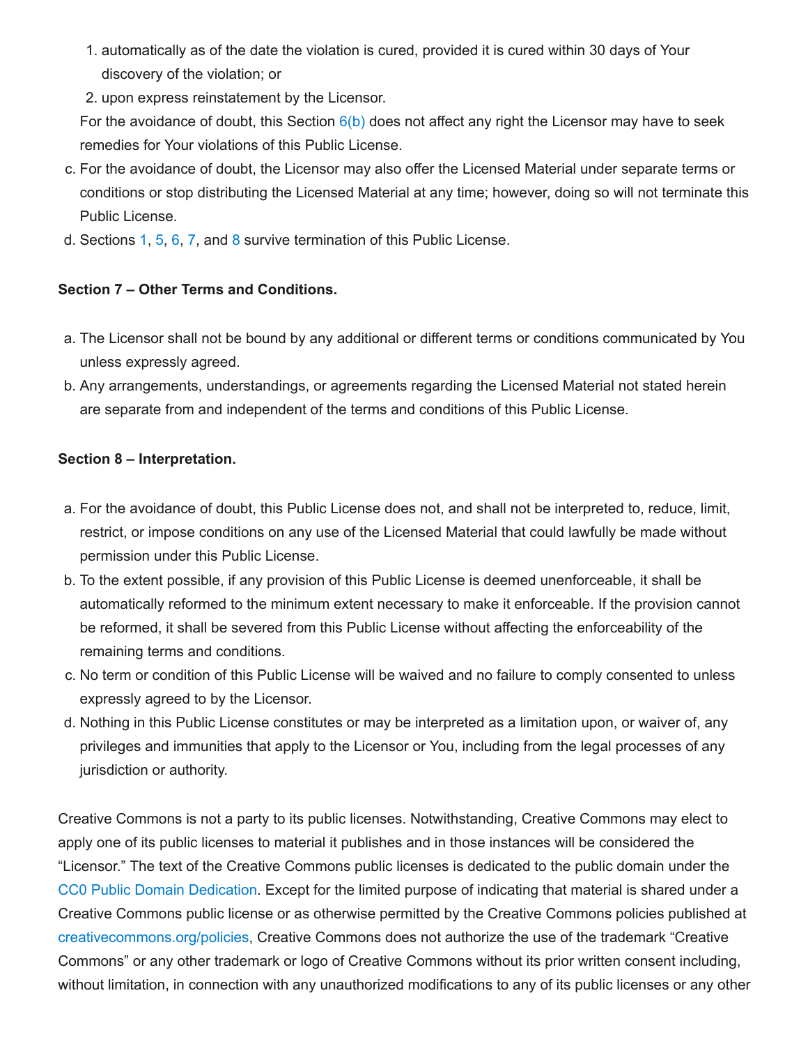1. automatically as of the date the violation is cured, provided it is cured within 30 days of Your discovery of the violation; or
   2. upon express reinstatement by the Licensor.

   For the avoidance of doubt, this Section 6(b) does not affect any right the Licensor may have to seek remedies for Your violations of this Public License.

c. For the avoidance of doubt, the Licensor may also offer the Licensed Material under separate terms or conditions or stop distributing the Licensed Material at any time; however, doing so will not terminate this Public License.
d. Sections 1, 5, 6, 7, and 8 survive termination of this Public License.

**Section 7 – Other Terms and Conditions.**

a. The Licensor shall not be bound by any additional or different terms or conditions communicated by You unless expressly agreed.
b. Any arrangements, understandings, or agreements regarding the Licensed Material not stated herein are separate from and independent of the terms and conditions of this Public License.

**Section 8 – Interpretation.**

a. For the avoidance of doubt, this Public License does not, and shall not be interpreted to, reduce, limit, restrict, or impose conditions on any use of the Licensed Material that could lawfully be made without permission under this Public License.
b. To the extent possible, if any provision of this Public License is deemed unenforceable, it shall be automatically reformed to the minimum extent necessary to make it enforceable. If the provision cannot be reformed, it shall be severed from this Public License without affecting the enforceability of the remaining terms and conditions.
c. No term or condition of this Public License will be waived and no failure to comply consented to unless expressly agreed to by the Licensor.
d. Nothing in this Public License constitutes or may be interpreted as a limitation upon, or waiver of, any privileges and immunities that apply to the Licensor or You, including from the legal processes of any jurisdiction or authority.

Creative Commons is not a party to its public licenses. Notwithstanding, Creative Commons may elect to apply one of its public licenses to material it publishes and in those instances will be considered the "Licensor." The text of the Creative Commons public licenses is dedicated to the public domain under the CC0 Public Domain Dedication. Except for the limited purpose of indicating that material is shared under a Creative Commons public license or as otherwise permitted by the Creative Commons policies published at creativecommons.org/policies, Creative Commons does not authorize the use of the trademark "Creative Commons" or any other trademark or logo of Creative Commons without its prior written consent including, without limitation, in connection with any unauthorized modifications to any of its public licenses or any other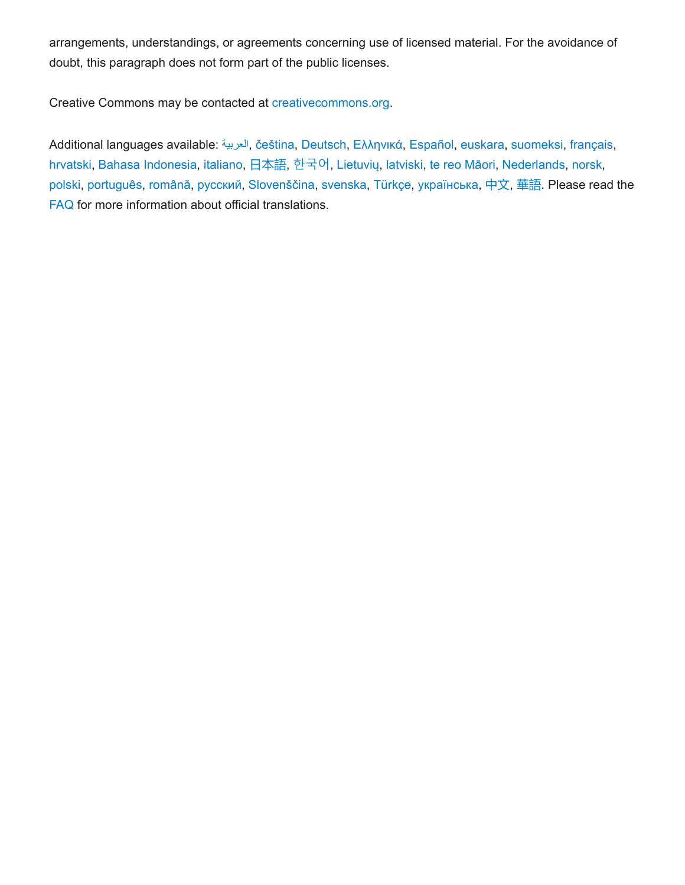arrangements, understandings, or agreements concerning use of licensed material. For the avoidance of doubt, this paragraph does not form part of the public licenses.

Creative Commons may be contacted at creativecommons.org.

Additional languages available: العربية, čeština, Deutsch, Ελληνικά, Español, euskara, suomeksi, français, hrvatski, Bahasa Indonesia, italiano, 日本語, 한국어, Lietuvių, latviski, te reo Māori, Nederlands, norsk, polski, português, română, русский, Slovenščina, svenska, Türkçe, українська, 中文, 華語. Please read the FAQ for more information about official translations.